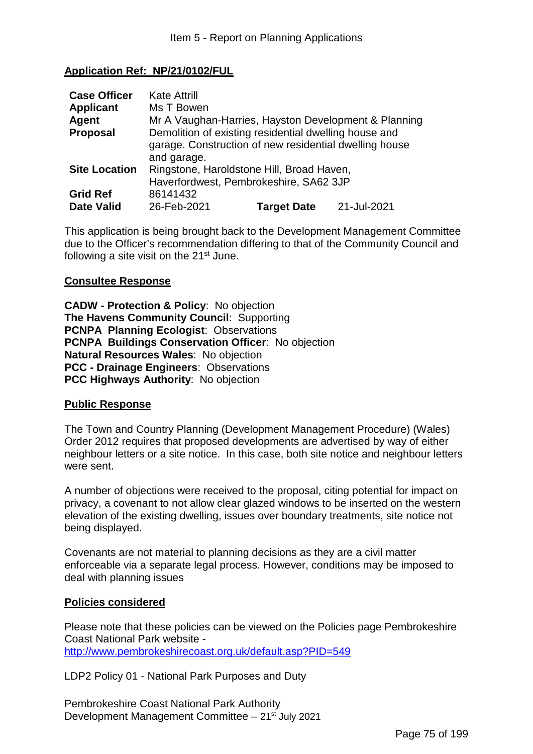Item 5 - Report on Planning Applications

## Application Ref: NP/21/0102/FUL

| | | | |
|---|---|---|---|
| **Case Officer** | Kate Attrill | | |
| **Applicant** | Ms T Bowen | | |
| **Agent** | Mr A Vaughan-Harries, Hayston Development & Planning | | |
| **Proposal** | Demolition of existing residential dwelling house and garage. Construction of new residential dwelling house and garage. | | |
| **Site Location** | Ringstone, Haroldstone Hill, Broad Haven, Haverfordwest, Pembrokeshire, SA62 3JP | | |
| **Grid Ref** | 86141432 | | |
| **Date Valid** | 26-Feb-2021 | **Target Date** | 21-Jul-2021 |

This application is being brought back to the Development Management Committee due to the Officer's recommendation differing to that of the Community Council and following a site visit on the 21st June.

### Consultee Response

**CADW - Protection & Policy**: No objection
**The Havens Community Council**: Supporting
**PCNPA Planning Ecologist**: Observations
**PCNPA Buildings Conservation Officer**: No objection
**Natural Resources Wales**: No objection
**PCC - Drainage Engineers**: Observations
**PCC Highways Authority**: No objection

### Public Response

The Town and Country Planning (Development Management Procedure) (Wales) Order 2012 requires that proposed developments are advertised by way of either neighbour letters or a site notice. In this case, both site notice and neighbour letters were sent.

A number of objections were received to the proposal, citing potential for impact on privacy, a covenant to not allow clear glazed windows to be inserted on the western elevation of the existing dwelling, issues over boundary treatments, site notice not being displayed.

Covenants are not material to planning decisions as they are a civil matter enforceable via a separate legal process. However, conditions may be imposed to deal with planning issues

### Policies considered

Please note that these policies can be viewed on the Policies page Pembrokeshire Coast National Park website - http://www.pembrokeshirecoast.org.uk/default.asp?PID=549

LDP2 Policy 01 - National Park Purposes and Duty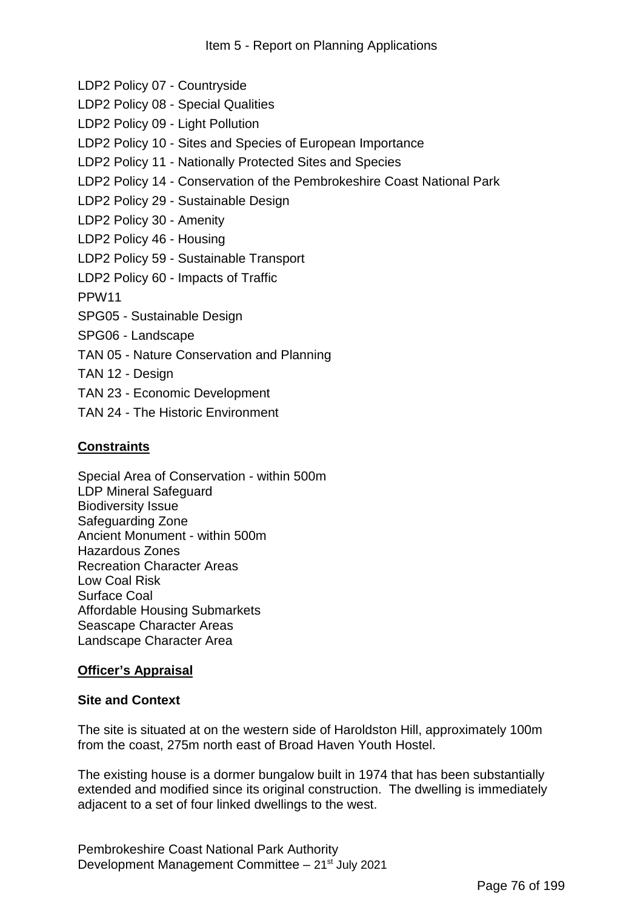LDP2 Policy 07 - Countryside

LDP2 Policy 08 - Special Qualities

LDP2 Policy 09 - Light Pollution

LDP2 Policy 10 - Sites and Species of European Importance

LDP2 Policy 11 - Nationally Protected Sites and Species

LDP2 Policy 14 - Conservation of the Pembrokeshire Coast National Park

LDP2 Policy 29 - Sustainable Design

LDP2 Policy 30 - Amenity

LDP2 Policy 46 - Housing

LDP2 Policy 59 - Sustainable Transport

LDP2 Policy 60 - Impacts of Traffic

PPW11

SPG05 - Sustainable Design

SPG06 - Landscape

TAN 05 - Nature Conservation and Planning

TAN 12 - Design

TAN 23 - Economic Development

TAN 24 - The Historic Environment

## Constraints

Special Area of Conservation - within 500m
LDP Mineral Safeguard
Biodiversity Issue
Safeguarding Zone
Ancient Monument - within 500m
Hazardous Zones
Recreation Character Areas
Low Coal Risk
Surface Coal
Affordable Housing Submarkets
Seascape Character Areas
Landscape Character Area

## Officer's Appraisal

### Site and Context

The site is situated at on the western side of Haroldston Hill, approximately 100m from the coast, 275m north east of Broad Haven Youth Hostel.

The existing house is a dormer bungalow built in 1974 that has been substantially extended and modified since its original construction. The dwelling is immediately adjacent to a set of four linked dwellings to the west.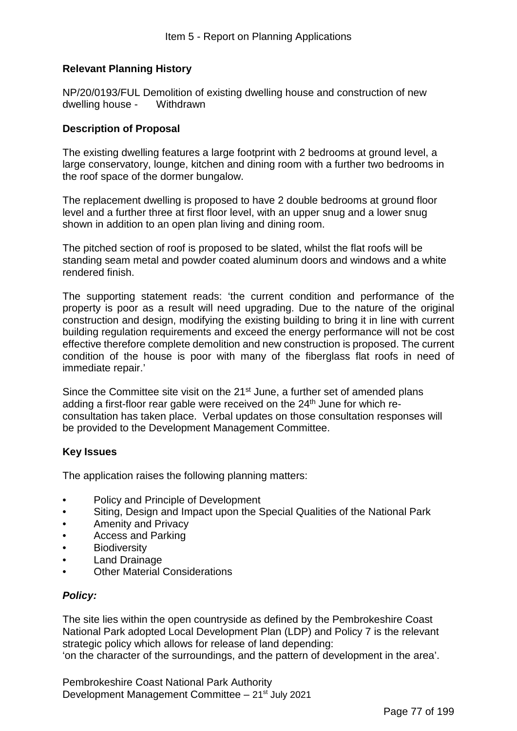### Relevant Planning History

NP/20/0193/FUL Demolition of existing dwelling house and construction of new dwelling house - Withdrawn

### Description of Proposal

The existing dwelling features a large footprint with 2 bedrooms at ground level, a large conservatory, lounge, kitchen and dining room with a further two bedrooms in the roof space of the dormer bungalow.

The replacement dwelling is proposed to have 2 double bedrooms at ground floor level and a further three at first floor level, with an upper snug and a lower snug shown in addition to an open plan living and dining room.

The pitched section of roof is proposed to be slated, whilst the flat roofs will be standing seam metal and powder coated aluminum doors and windows and a white rendered finish.

The supporting statement reads: 'the current condition and performance of the property is poor as a result will need upgrading. Due to the nature of the original construction and design, modifying the existing building to bring it in line with current building regulation requirements and exceed the energy performance will not be cost effective therefore complete demolition and new construction is proposed. The current condition of the house is poor with many of the fiberglass flat roofs in need of immediate repair.'

Since the Committee site visit on the 21st June, a further set of amended plans adding a first-floor rear gable were received on the 24th June for which re-consultation has taken place. Verbal updates on those consultation responses will be provided to the Development Management Committee.

### Key Issues

The application raises the following planning matters:

- Policy and Principle of Development
- Siting, Design and Impact upon the Special Qualities of the National Park
- Amenity and Privacy
- Access and Parking
- Biodiversity
- Land Drainage
- Other Material Considerations

#### *Policy:*

The site lies within the open countryside as defined by the Pembrokeshire Coast National Park adopted Local Development Plan (LDP) and Policy 7 is the relevant strategic policy which allows for release of land depending:
'on the character of the surroundings, and the pattern of development in the area'.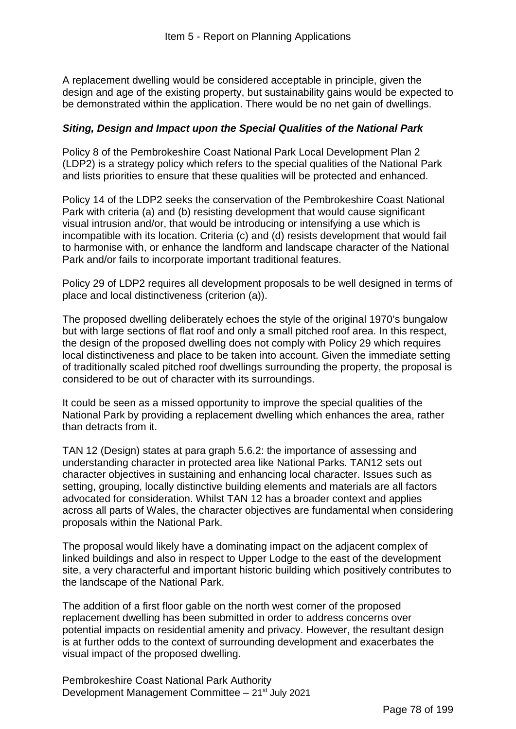A replacement dwelling would be considered acceptable in principle, given the design and age of the existing property, but sustainability gains would be expected to be demonstrated within the application. There would be no net gain of dwellings.

### ***Siting, Design and Impact upon the Special Qualities of the National Park***

Policy 8 of the Pembrokeshire Coast National Park Local Development Plan 2 (LDP2) is a strategy policy which refers to the special qualities of the National Park and lists priorities to ensure that these qualities will be protected and enhanced.

Policy 14 of the LDP2 seeks the conservation of the Pembrokeshire Coast National Park with criteria (a) and (b) resisting development that would cause significant visual intrusion and/or, that would be introducing or intensifying a use which is incompatible with its location. Criteria (c) and (d) resists development that would fail to harmonise with, or enhance the landform and landscape character of the National Park and/or fails to incorporate important traditional features.

Policy 29 of LDP2 requires all development proposals to be well designed in terms of place and local distinctiveness (criterion (a)).

The proposed dwelling deliberately echoes the style of the original 1970's bungalow but with large sections of flat roof and only a small pitched roof area. In this respect, the design of the proposed dwelling does not comply with Policy 29 which requires local distinctiveness and place to be taken into account. Given the immediate setting of traditionally scaled pitched roof dwellings surrounding the property, the proposal is considered to be out of character with its surroundings.

It could be seen as a missed opportunity to improve the special qualities of the National Park by providing a replacement dwelling which enhances the area, rather than detracts from it.

TAN 12 (Design) states at para graph 5.6.2: the importance of assessing and understanding character in protected area like National Parks. TAN12 sets out character objectives in sustaining and enhancing local character. Issues such as setting, grouping, locally distinctive building elements and materials are all factors advocated for consideration. Whilst TAN 12 has a broader context and applies across all parts of Wales, the character objectives are fundamental when considering proposals within the National Park.

The proposal would likely have a dominating impact on the adjacent complex of linked buildings and also in respect to Upper Lodge to the east of the development site, a very characterful and important historic building which positively contributes to the landscape of the National Park.

The addition of a first floor gable on the north west corner of the proposed replacement dwelling has been submitted in order to address concerns over potential impacts on residential amenity and privacy. However, the resultant design is at further odds to the context of surrounding development and exacerbates the visual impact of the proposed dwelling.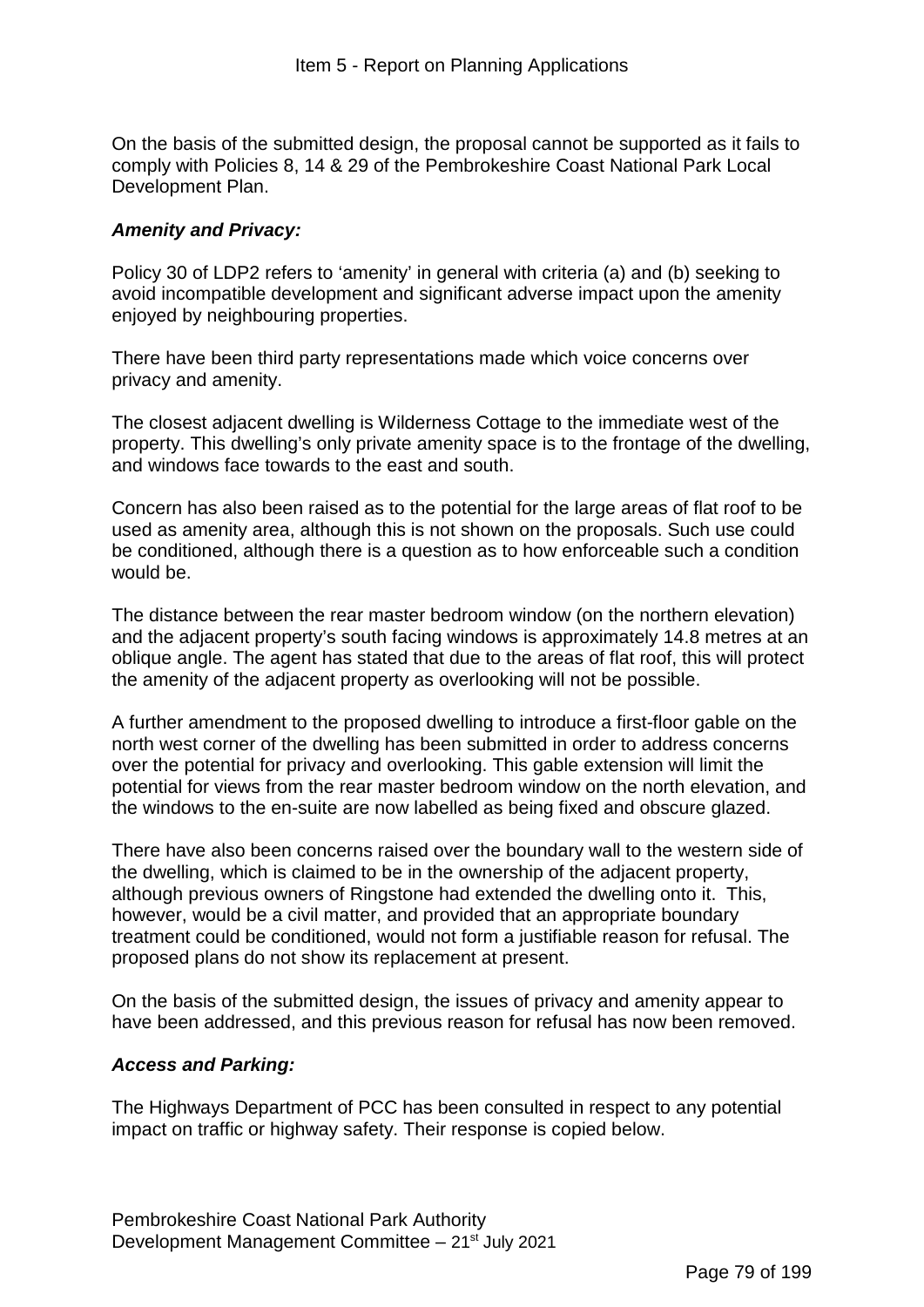On the basis of the submitted design, the proposal cannot be supported as it fails to comply with Policies 8, 14 & 29 of the Pembrokeshire Coast National Park Local Development Plan.

***Amenity and Privacy:***

Policy 30 of LDP2 refers to 'amenity' in general with criteria (a) and (b) seeking to avoid incompatible development and significant adverse impact upon the amenity enjoyed by neighbouring properties.

There have been third party representations made which voice concerns over privacy and amenity.

The closest adjacent dwelling is Wilderness Cottage to the immediate west of the property. This dwelling's only private amenity space is to the frontage of the dwelling, and windows face towards to the east and south.

Concern has also been raised as to the potential for the large areas of flat roof to be used as amenity area, although this is not shown on the proposals. Such use could be conditioned, although there is a question as to how enforceable such a condition would be.

The distance between the rear master bedroom window (on the northern elevation) and the adjacent property's south facing windows is approximately 14.8 metres at an oblique angle. The agent has stated that due to the areas of flat roof, this will protect the amenity of the adjacent property as overlooking will not be possible.

A further amendment to the proposed dwelling to introduce a first-floor gable on the north west corner of the dwelling has been submitted in order to address concerns over the potential for privacy and overlooking. This gable extension will limit the potential for views from the rear master bedroom window on the north elevation, and the windows to the en-suite are now labelled as being fixed and obscure glazed.

There have also been concerns raised over the boundary wall to the western side of the dwelling, which is claimed to be in the ownership of the adjacent property, although previous owners of Ringstone had extended the dwelling onto it. This, however, would be a civil matter, and provided that an appropriate boundary treatment could be conditioned, would not form a justifiable reason for refusal. The proposed plans do not show its replacement at present.

On the basis of the submitted design, the issues of privacy and amenity appear to have been addressed, and this previous reason for refusal has now been removed.

***Access and Parking:***

The Highways Department of PCC has been consulted in respect to any potential impact on traffic or highway safety. Their response is copied below.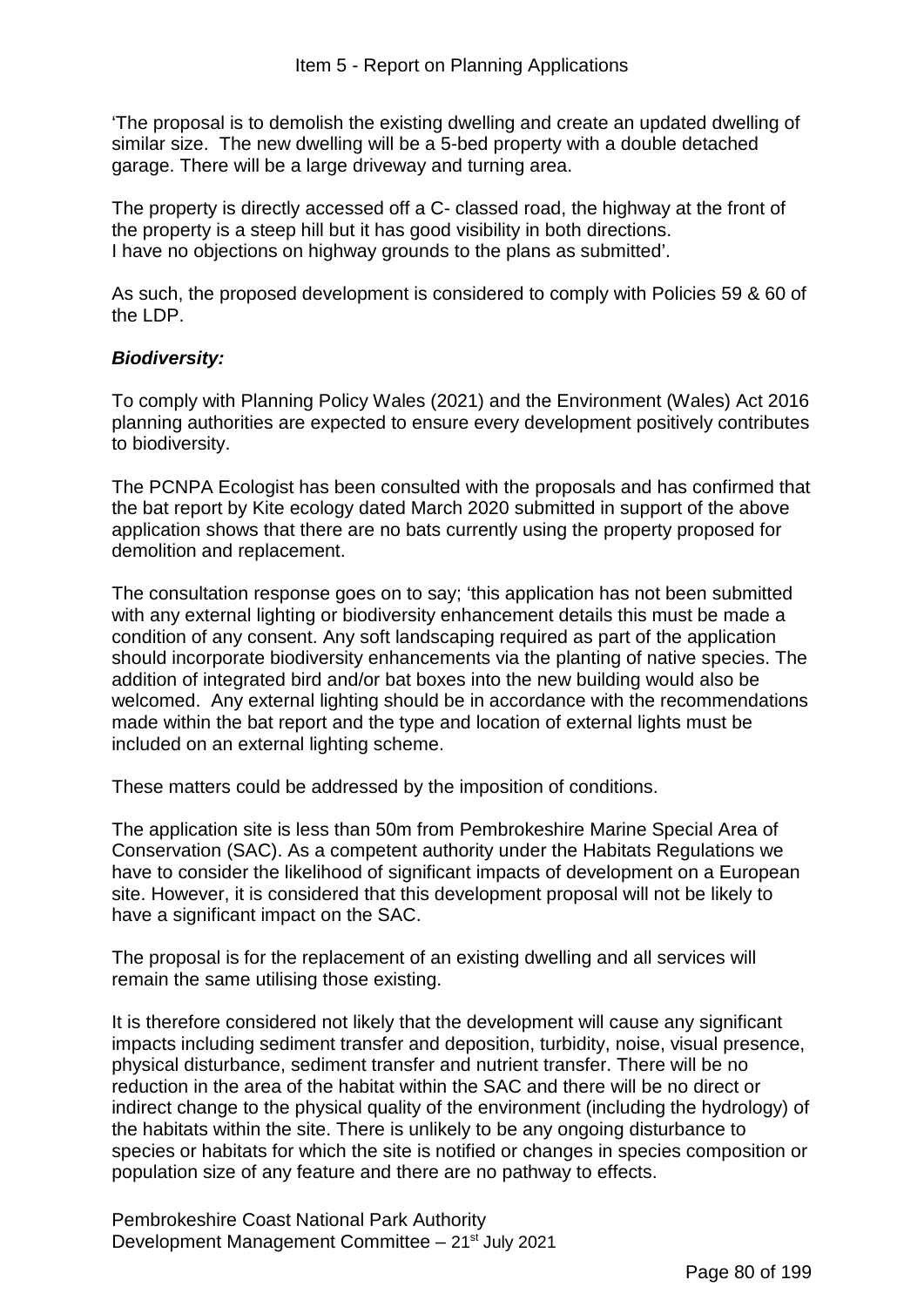'The proposal is to demolish the existing dwelling and create an updated dwelling of similar size. The new dwelling will be a 5-bed property with a double detached garage. There will be a large driveway and turning area.

The property is directly accessed off a C- classed road, the highway at the front of the property is a steep hill but it has good visibility in both directions.
I have no objections on highway grounds to the plans as submitted'.

As such, the proposed development is considered to comply with Policies 59 & 60 of the LDP.

***Biodiversity:***

To comply with Planning Policy Wales (2021) and the Environment (Wales) Act 2016 planning authorities are expected to ensure every development positively contributes to biodiversity.

The PCNPA Ecologist has been consulted with the proposals and has confirmed that the bat report by Kite ecology dated March 2020 submitted in support of the above application shows that there are no bats currently using the property proposed for demolition and replacement.

The consultation response goes on to say; 'this application has not been submitted with any external lighting or biodiversity enhancement details this must be made a condition of any consent. Any soft landscaping required as part of the application should incorporate biodiversity enhancements via the planting of native species. The addition of integrated bird and/or bat boxes into the new building would also be welcomed. Any external lighting should be in accordance with the recommendations made within the bat report and the type and location of external lights must be included on an external lighting scheme.

These matters could be addressed by the imposition of conditions.

The application site is less than 50m from Pembrokeshire Marine Special Area of Conservation (SAC). As a competent authority under the Habitats Regulations we have to consider the likelihood of significant impacts of development on a European site. However, it is considered that this development proposal will not be likely to have a significant impact on the SAC.

The proposal is for the replacement of an existing dwelling and all services will remain the same utilising those existing.

It is therefore considered not likely that the development will cause any significant impacts including sediment transfer and deposition, turbidity, noise, visual presence, physical disturbance, sediment transfer and nutrient transfer. There will be no reduction in the area of the habitat within the SAC and there will be no direct or indirect change to the physical quality of the environment (including the hydrology) of the habitats within the site. There is unlikely to be any ongoing disturbance to species or habitats for which the site is notified or changes in species composition or population size of any feature and there are no pathway to effects.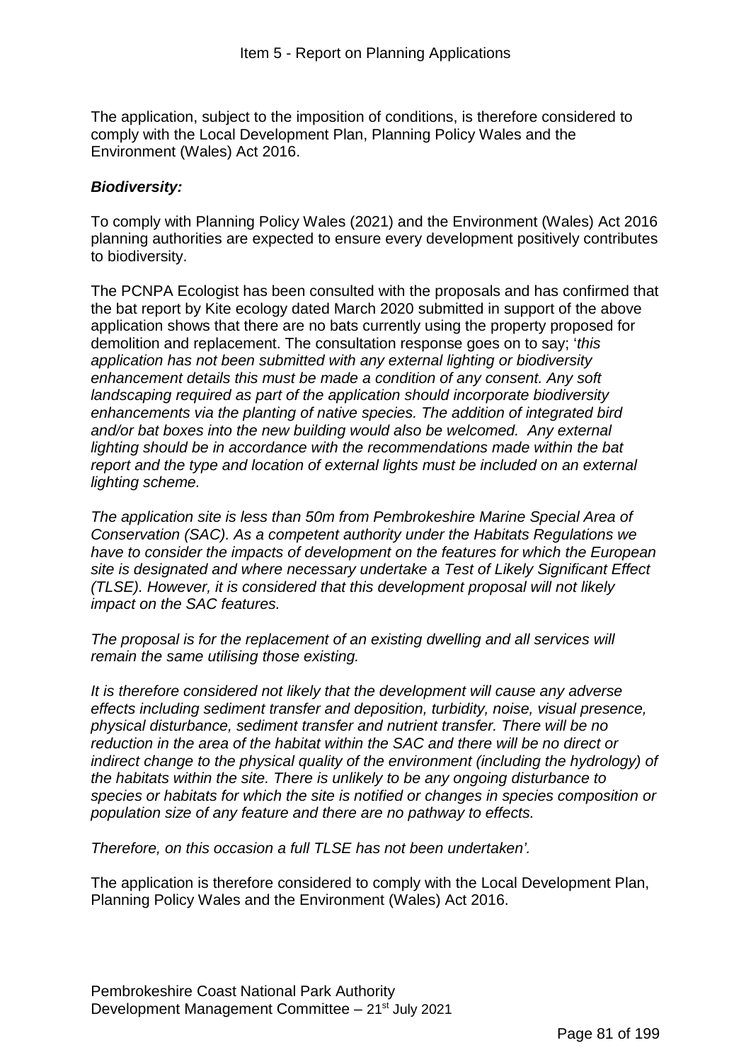The application, subject to the imposition of conditions, is therefore considered to comply with the Local Development Plan, Planning Policy Wales and the Environment (Wales) Act 2016.

***Biodiversity:***

To comply with Planning Policy Wales (2021) and the Environment (Wales) Act 2016 planning authorities are expected to ensure every development positively contributes to biodiversity.

The PCNPA Ecologist has been consulted with the proposals and has confirmed that the bat report by Kite ecology dated March 2020 submitted in support of the above application shows that there are no bats currently using the property proposed for demolition and replacement. The consultation response goes on to say; '*this application has not been submitted with any external lighting or biodiversity enhancement details this must be made a condition of any consent. Any soft landscaping required as part of the application should incorporate biodiversity enhancements via the planting of native species. The addition of integrated bird and/or bat boxes into the new building would also be welcomed. Any external lighting should be in accordance with the recommendations made within the bat report and the type and location of external lights must be included on an external lighting scheme.*

*The application site is less than 50m from Pembrokeshire Marine Special Area of Conservation (SAC). As a competent authority under the Habitats Regulations we have to consider the impacts of development on the features for which the European site is designated and where necessary undertake a Test of Likely Significant Effect (TLSE). However, it is considered that this development proposal will not likely impact on the SAC features.*

*The proposal is for the replacement of an existing dwelling and all services will remain the same utilising those existing.*

*It is therefore considered not likely that the development will cause any adverse effects including sediment transfer and deposition, turbidity, noise, visual presence, physical disturbance, sediment transfer and nutrient transfer. There will be no reduction in the area of the habitat within the SAC and there will be no direct or indirect change to the physical quality of the environment (including the hydrology) of the habitats within the site. There is unlikely to be any ongoing disturbance to species or habitats for which the site is notified or changes in species composition or population size of any feature and there are no pathway to effects.*

*Therefore, on this occasion a full TLSE has not been undertaken'.*

The application is therefore considered to comply with the Local Development Plan, Planning Policy Wales and the Environment (Wales) Act 2016.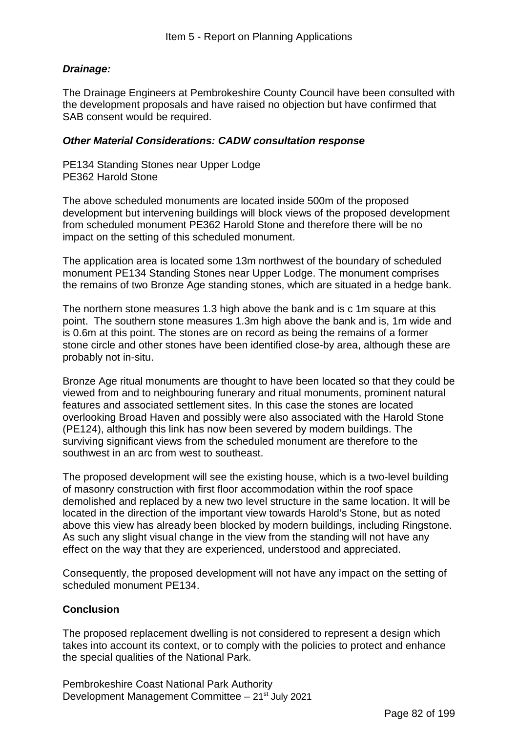***Drainage:***

The Drainage Engineers at Pembrokeshire County Council have been consulted with the development proposals and have raised no objection but have confirmed that SAB consent would be required.

***Other Material Considerations: CADW consultation response***

PE134 Standing Stones near Upper Lodge
PE362 Harold Stone

The above scheduled monuments are located inside 500m of the proposed development but intervening buildings will block views of the proposed development from scheduled monument PE362 Harold Stone and therefore there will be no impact on the setting of this scheduled monument.

The application area is located some 13m northwest of the boundary of scheduled monument PE134 Standing Stones near Upper Lodge. The monument comprises the remains of two Bronze Age standing stones, which are situated in a hedge bank.

The northern stone measures 1.3 high above the bank and is c 1m square at this point. The southern stone measures 1.3m high above the bank and is, 1m wide and is 0.6m at this point. The stones are on record as being the remains of a former stone circle and other stones have been identified close-by area, although these are probably not in-situ.

Bronze Age ritual monuments are thought to have been located so that they could be viewed from and to neighbouring funerary and ritual monuments, prominent natural features and associated settlement sites. In this case the stones are located overlooking Broad Haven and possibly were also associated with the Harold Stone (PE124), although this link has now been severed by modern buildings. The surviving significant views from the scheduled monument are therefore to the southwest in an arc from west to southeast.

The proposed development will see the existing house, which is a two-level building of masonry construction with first floor accommodation within the roof space demolished and replaced by a new two level structure in the same location. It will be located in the direction of the important view towards Harold's Stone, but as noted above this view has already been blocked by modern buildings, including Ringstone. As such any slight visual change in the view from the standing will not have any effect on the way that they are experienced, understood and appreciated.

Consequently, the proposed development will not have any impact on the setting of scheduled monument PE134.

**Conclusion**

The proposed replacement dwelling is not considered to represent a design which takes into account its context, or to comply with the policies to protect and enhance the special qualities of the National Park.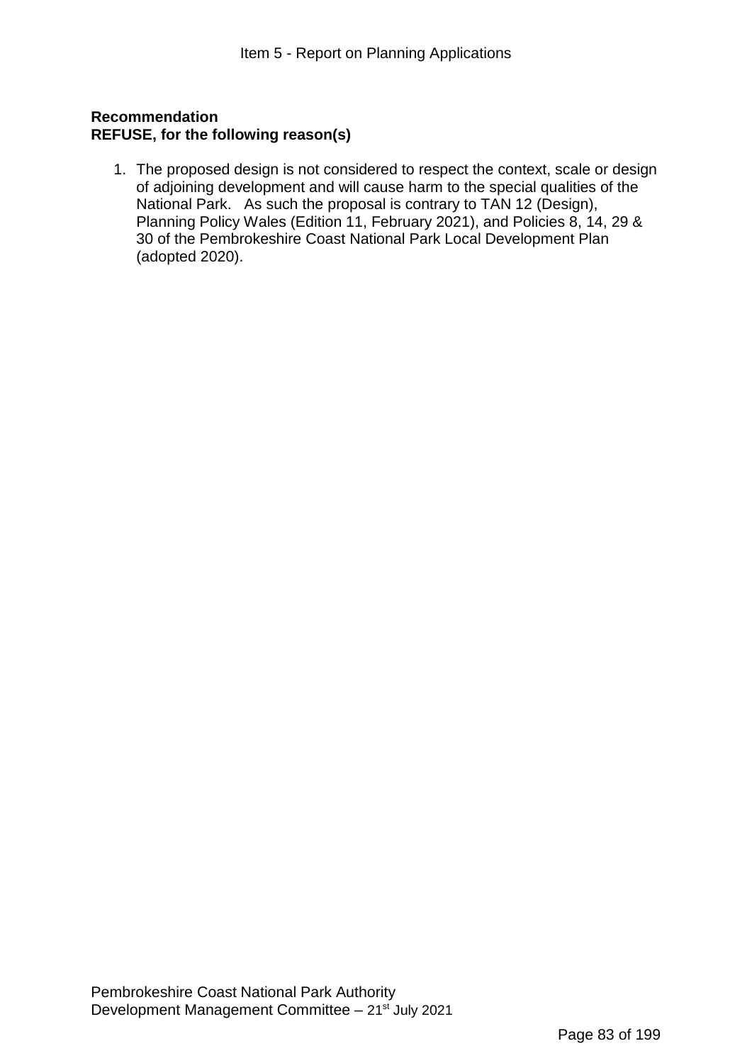**Recommendation**
**REFUSE, for the following reason(s)**

1. The proposed design is not considered to respect the context, scale or design of adjoining development and will cause harm to the special qualities of the National Park. As such the proposal is contrary to TAN 12 (Design), Planning Policy Wales (Edition 11, February 2021), and Policies 8, 14, 29 & 30 of the Pembrokeshire Coast National Park Local Development Plan (adopted 2020).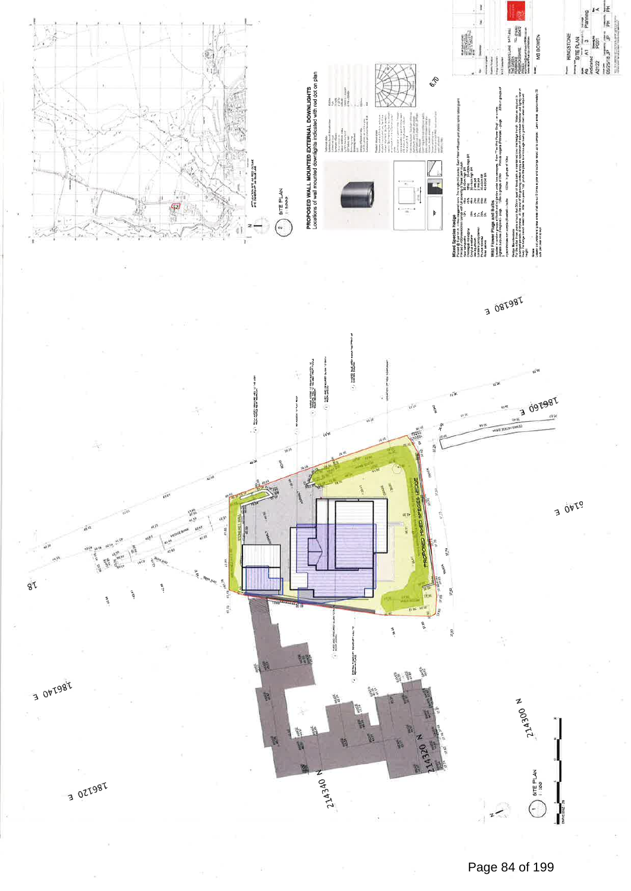PROPOSED WALL MOUNTED EXTERNAL DOWNLIGHTS
Locations of wall mounted downlights indicated with red dot on plan

SITE PLAN
1:2500

SITE PLAN
1:200

PROPOSED MIXED SPECIES HEDGE

STONE WALL

HEDGE BANK

Mixed Species Hedge

Wild Flower Plugs and Bulbs

Hedge Maintenance

186180 E

186160 E

186140 E

186120 E

214340 N

214320 N

214300 N

RINGSTONE

SITE PLAN

Planning

MS BOWEN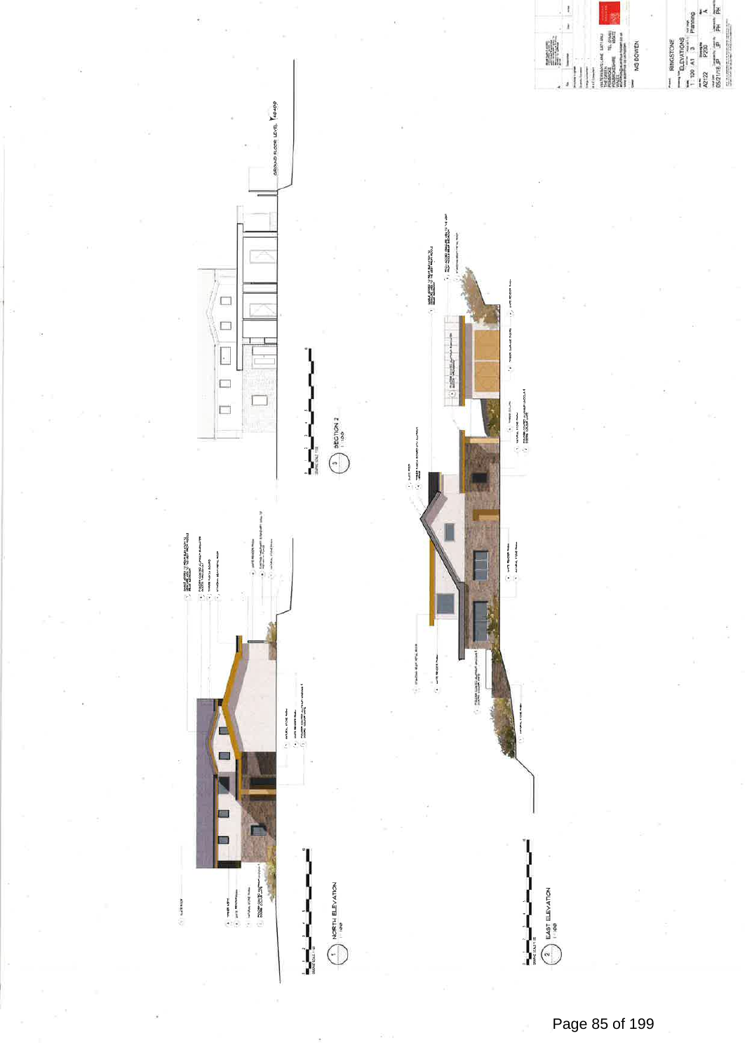GROUND FLOOR LEVEL 10400

SECTION 2
1:100

NORTH ELEVATION
1:100

EAST ELEVATION
1:100

RINGSTONE

ELEVATIONS

1:100 A1 3 Planning

A0122 P200 A

05/21/18 JP PH

MS BOWEN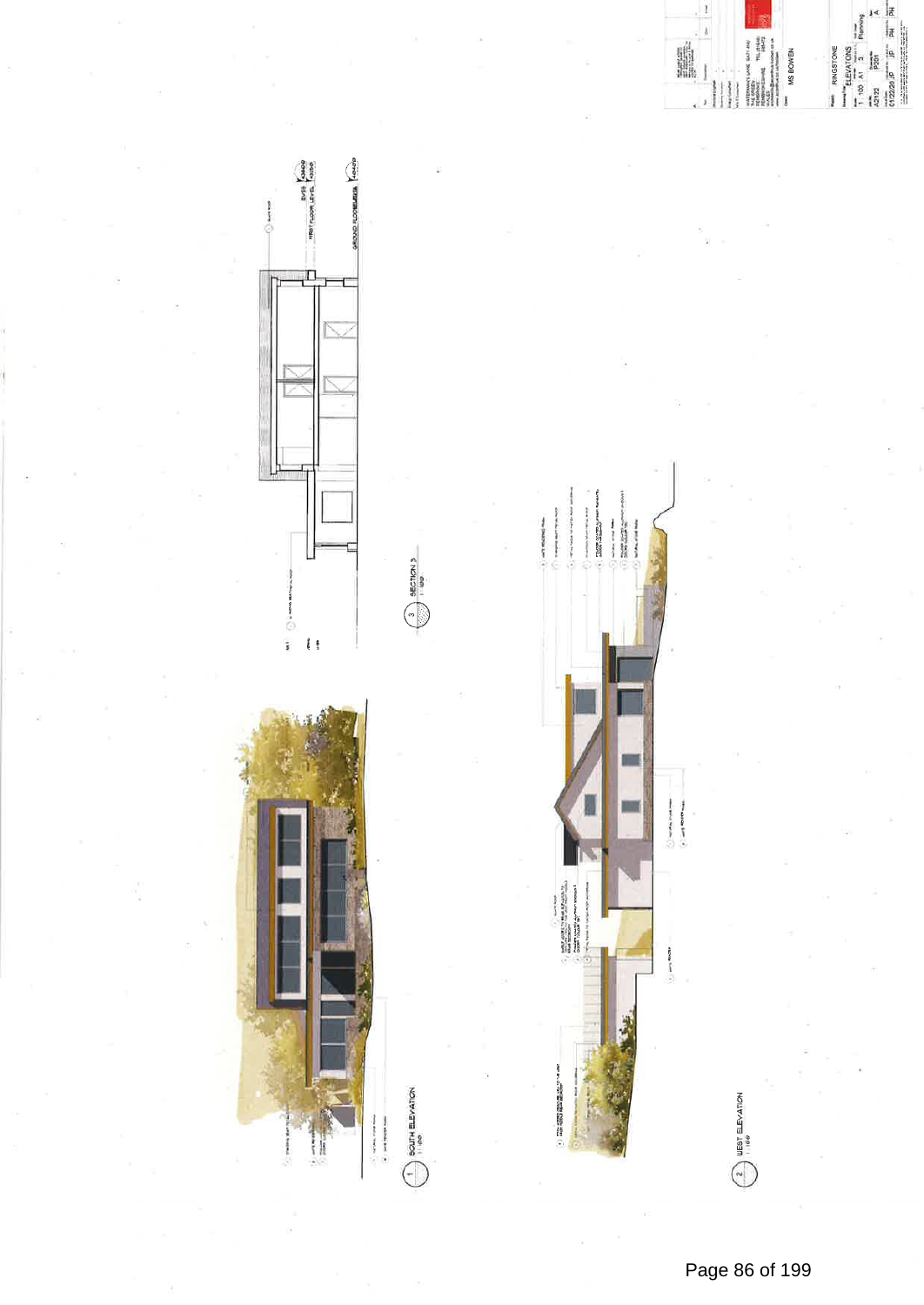SOUTH ELEVATION
1:100

WEST ELEVATION
1:100

SECTION 3
1:100

FIRST FLOOR LEVEL

GROUND FLOOR LEVEL

MS BOWEN

RINGSTONE

ELEVATIONS

Planning

1:100 A1

P201

01/22/20 JP JP PH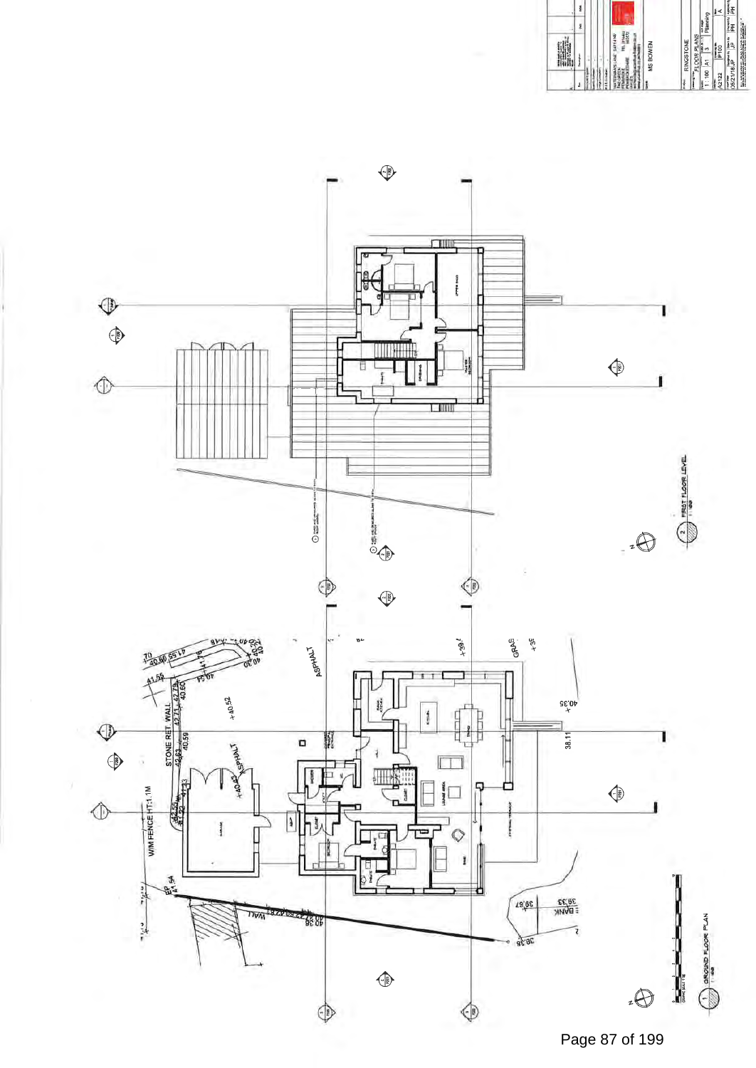GROUND FLOOR PLAN

FIRST FLOOR LEVEL

W/M FENCE HT:1.1M

STONE RET. WALL

ASPHALT

GRASS

BANK

WALL

RINGSTONE

FLOOR PLANS

MS BOWEN

Planning

1:100

A1

P100

A2122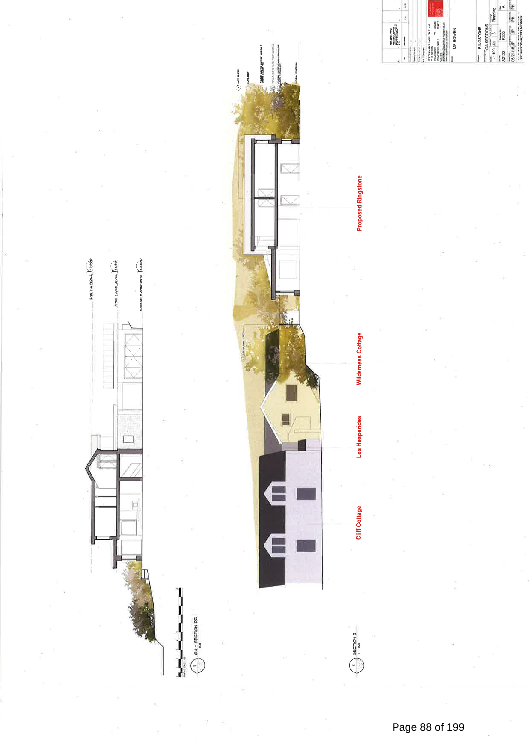EXISTING RIDGE

FIRST FLOOR LEVEL

GROUND FLOOR LEVEL

1 04 - SECTION DD 1:100

2 SECTION 3 1:100

Proposed Ringstone

Wilderness Cottage

Les Hesperides

Cliff Cottage

MS BOWEN

RINGSTONE

GA SECTIONS

1:100 | A1 | 3 | Planning

A2122 | P300 | A

05/21/18 | JF | JF | PH | PH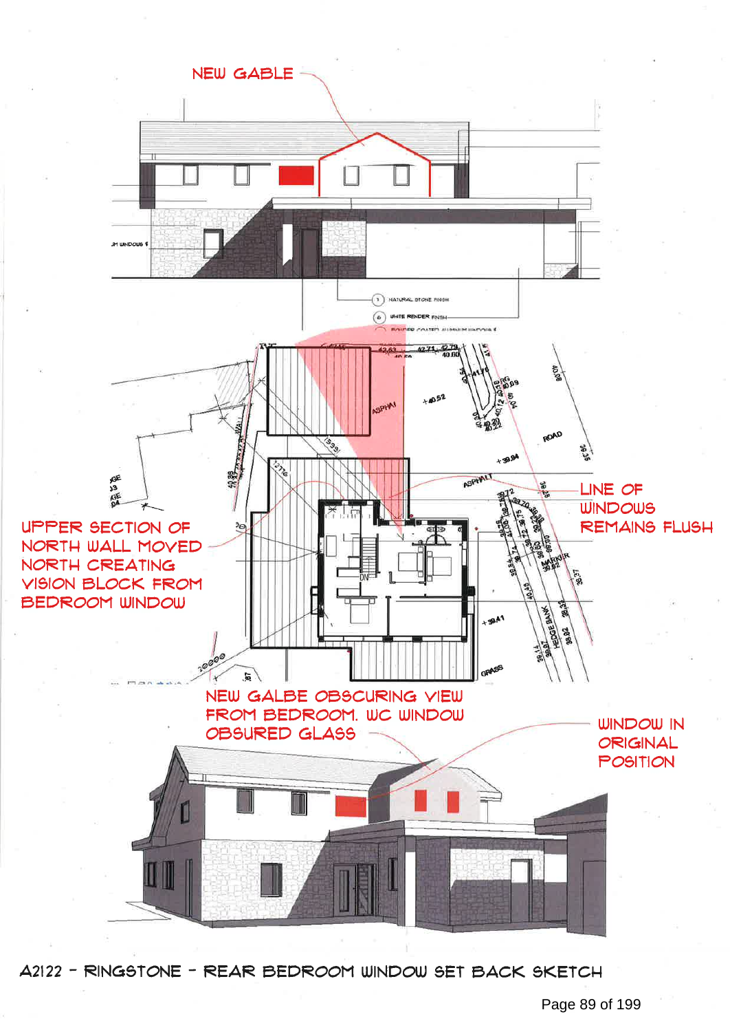NEW GABLE

UPPER SECTION OF NORTH WALL MOVED NORTH CREATING VISION BLOCK FROM BEDROOM WINDOW

LINE OF WINDOWS REMAINS FLUSH

NEW GALBE OBSCURING VIEW FROM BEDROOM. WC WINDOW OBSURED GLASS

WINDOW IN ORIGINAL POSITION

A2122 - RINGSTONE - REAR BEDROOM WINDOW SET BACK SKETCH